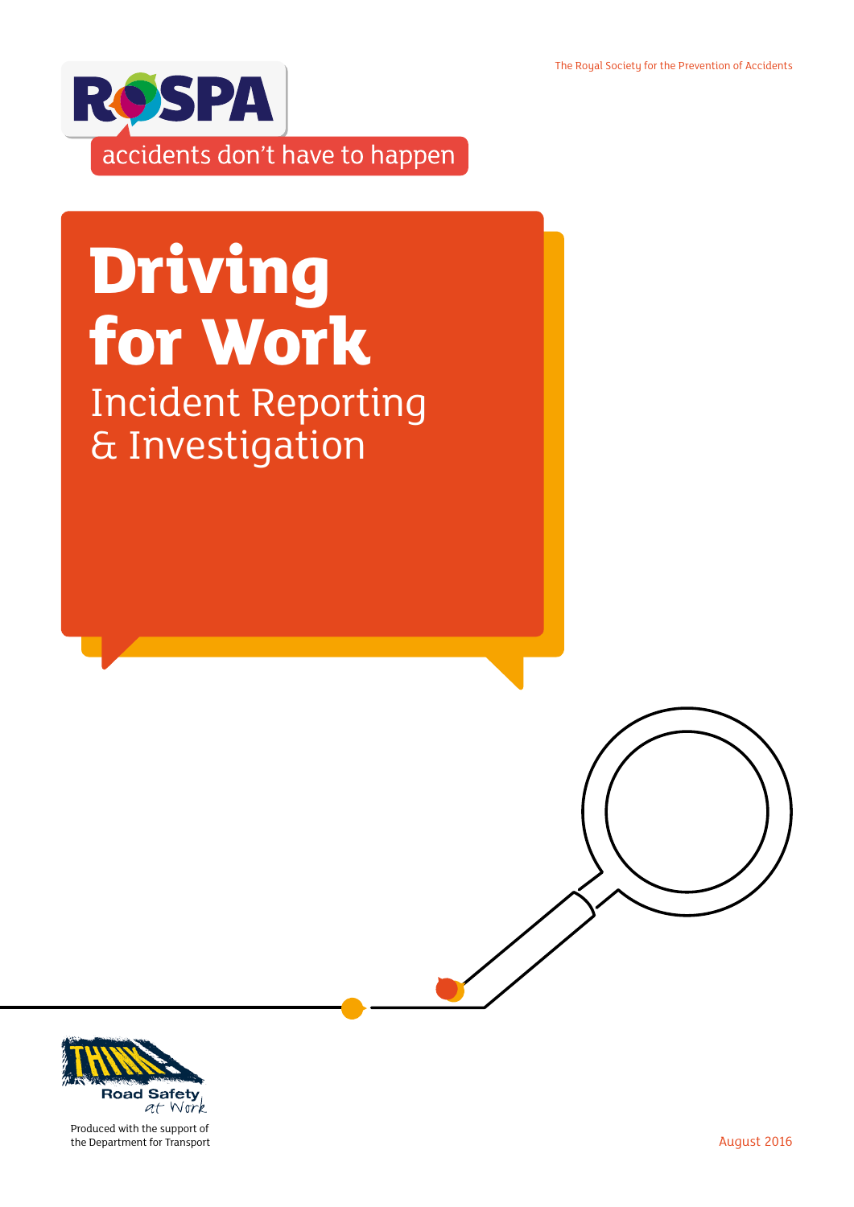The Royal Society for the Prevention of Accidents

RoSPA

accidents don't have to happen

# Driving for Work

## Incident Reporting & Investigation

THINK! Road Safety at Work

Produced with the support of the Department for Transport

August 2016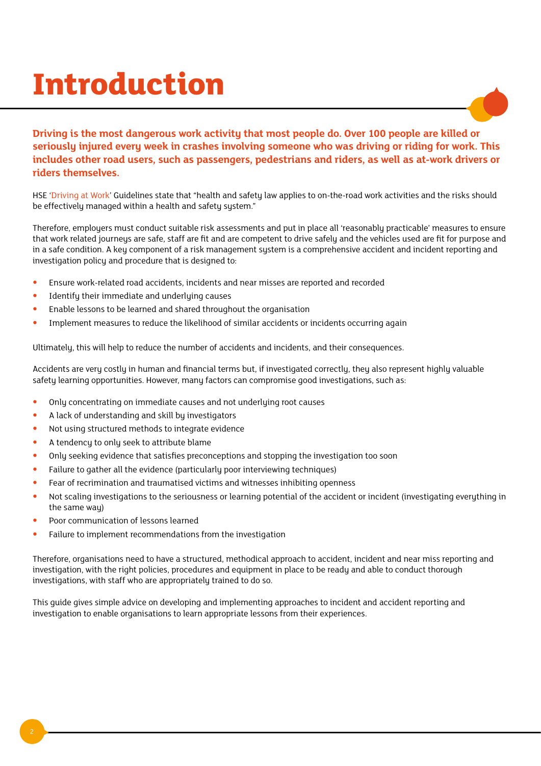# Introduction

**Driving is the most dangerous work activity that most people do. Over 100 people are killed or seriously injured every week in crashes involving someone who was driving or riding for work. This includes other road users, such as passengers, pedestrians and riders, as well as at-work drivers or riders themselves.**

HSE 'Driving at Work' Guidelines state that "health and safety law applies to on-the-road work activities and the risks should be effectively managed within a health and safety system."

Therefore, employers must conduct suitable risk assessments and put in place all 'reasonably practicable' measures to ensure that work related journeys are safe, staff are fit and are competent to drive safely and the vehicles used are fit for purpose and in a safe condition. A key component of a risk management system is a comprehensive accident and incident reporting and investigation policy and procedure that is designed to:

- Ensure work-related road accidents, incidents and near misses are reported and recorded
- Identify their immediate and underlying causes
- Enable lessons to be learned and shared throughout the organisation
- Implement measures to reduce the likelihood of similar accidents or incidents occurring again

Ultimately, this will help to reduce the number of accidents and incidents, and their consequences.

Accidents are very costly in human and financial terms but, if investigated correctly, they also represent highly valuable safety learning opportunities. However, many factors can compromise good investigations, such as:

- Only concentrating on immediate causes and not underlying root causes
- A lack of understanding and skill by investigators
- Not using structured methods to integrate evidence
- A tendency to only seek to attribute blame
- Only seeking evidence that satisfies preconceptions and stopping the investigation too soon
- Failure to gather all the evidence (particularly poor interviewing techniques)
- Fear of recrimination and traumatised victims and witnesses inhibiting openness
- Not scaling investigations to the seriousness or learning potential of the accident or incident (investigating everything in the same way)
- Poor communication of lessons learned
- Failure to implement recommendations from the investigation

Therefore, organisations need to have a structured, methodical approach to accident, incident and near miss reporting and investigation, with the right policies, procedures and equipment in place to be ready and able to conduct thorough investigations, with staff who are appropriately trained to do so.

This guide gives simple advice on developing and implementing approaches to incident and accident reporting and investigation to enable organisations to learn appropriate lessons from their experiences.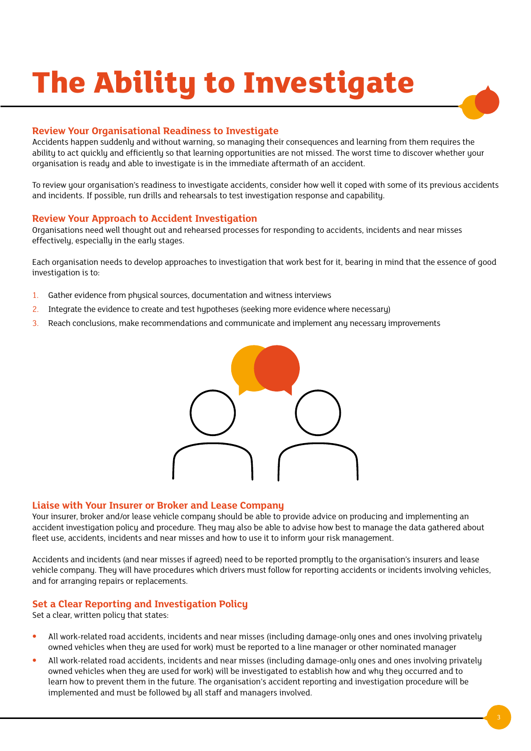# The Ability to Investigate

## Review Your Organisational Readiness to Investigate

Accidents happen suddenly and without warning, so managing their consequences and learning from them requires the ability to act quickly and efficiently so that learning opportunities are not missed. The worst time to discover whether your organisation is ready and able to investigate is in the immediate aftermath of an accident.

To review your organisation's readiness to investigate accidents, consider how well it coped with some of its previous accidents and incidents. If possible, run drills and rehearsals to test investigation response and capability.

## Review Your Approach to Accident Investigation

Organisations need well thought out and rehearsed processes for responding to accidents, incidents and near misses effectively, especially in the early stages.

Each organisation needs to develop approaches to investigation that work best for it, bearing in mind that the essence of good investigation is to:

1. Gather evidence from physical sources, documentation and witness interviews
2. Integrate the evidence to create and test hypotheses (seeking more evidence where necessary)
3. Reach conclusions, make recommendations and communicate and implement any necessary improvements

## Liaise with Your Insurer or Broker and Lease Company

Your insurer, broker and/or lease vehicle company should be able to provide advice on producing and implementing an accident investigation policy and procedure. They may also be able to advise how best to manage the data gathered about fleet use, accidents, incidents and near misses and how to use it to inform your risk management.

Accidents and incidents (and near misses if agreed) need to be reported promptly to the organisation's insurers and lease vehicle company. They will have procedures which drivers must follow for reporting accidents or incidents involving vehicles, and for arranging repairs or replacements.

## Set a Clear Reporting and Investigation Policy

Set a clear, written policy that states:

- All work-related road accidents, incidents and near misses (including damage-only ones and ones involving privately owned vehicles when they are used for work) must be reported to a line manager or other nominated manager
- All work-related road accidents, incidents and near misses (including damage-only ones and ones involving privately owned vehicles when they are used for work) will be investigated to establish how and why they occurred and to learn how to prevent them in the future. The organisation's accident reporting and investigation procedure will be implemented and must be followed by all staff and managers involved.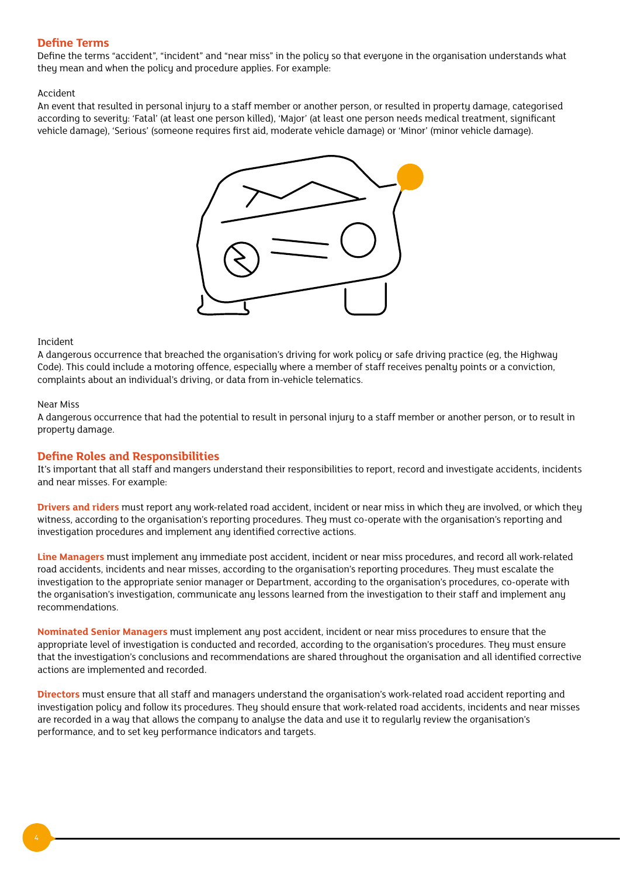## Define Terms

Define the terms "accident", "incident" and "near miss" in the policy so that everyone in the organisation understands what they mean and when the policy and procedure applies. For example:

Accident

An event that resulted in personal injury to a staff member or another person, or resulted in property damage, categorised according to severity: 'Fatal' (at least one person killed), 'Major' (at least one person needs medical treatment, significant vehicle damage), 'Serious' (someone requires first aid, moderate vehicle damage) or 'Minor' (minor vehicle damage).

Incident

A dangerous occurrence that breached the organisation's driving for work policy or safe driving practice (eg, the Highway Code). This could include a motoring offence, especially where a member of staff receives penalty points or a conviction, complaints about an individual's driving, or data from in-vehicle telematics.

Near Miss

A dangerous occurrence that had the potential to result in personal injury to a staff member or another person, or to result in property damage.

## Define Roles and Responsibilities

It's important that all staff and mangers understand their responsibilities to report, record and investigate accidents, incidents and near misses. For example:

**Drivers and riders** must report any work-related road accident, incident or near miss in which they are involved, or which they witness, according to the organisation's reporting procedures. They must co-operate with the organisation's reporting and investigation procedures and implement any identified corrective actions.

**Line Managers** must implement any immediate post accident, incident or near miss procedures, and record all work-related road accidents, incidents and near misses, according to the organisation's reporting procedures. They must escalate the investigation to the appropriate senior manager or Department, according to the organisation's procedures, co-operate with the organisation's investigation, communicate any lessons learned from the investigation to their staff and implement any recommendations.

**Nominated Senior Managers** must implement any post accident, incident or near miss procedures to ensure that the appropriate level of investigation is conducted and recorded, according to the organisation's procedures. They must ensure that the investigation's conclusions and recommendations are shared throughout the organisation and all identified corrective actions are implemented and recorded.

**Directors** must ensure that all staff and managers understand the organisation's work-related road accident reporting and investigation policy and follow its procedures. They should ensure that work-related road accidents, incidents and near misses are recorded in a way that allows the company to analyse the data and use it to regularly review the organisation's performance, and to set key performance indicators and targets.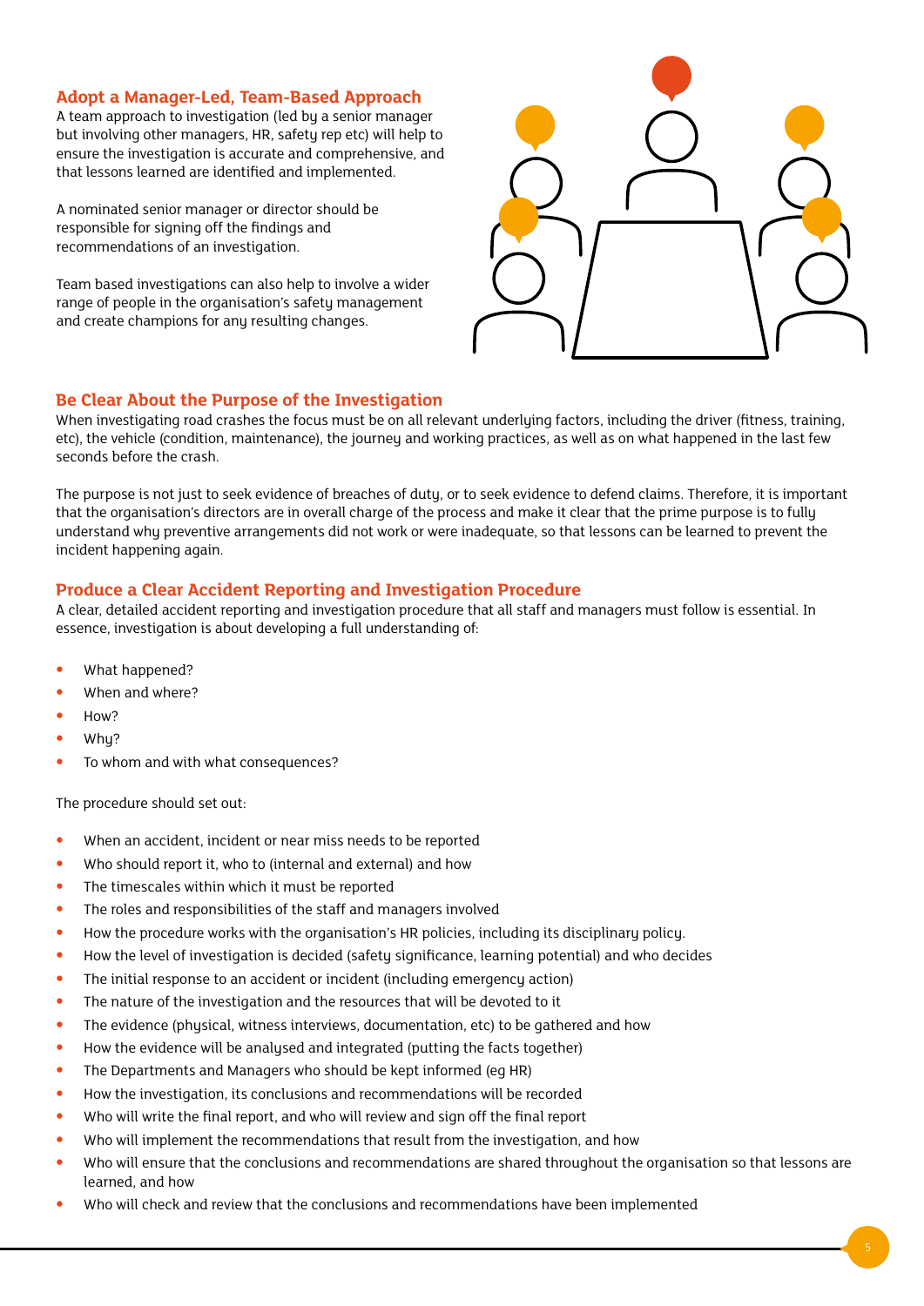## Adopt a Manager-Led, Team-Based Approach

A team approach to investigation (led by a senior manager but involving other managers, HR, safety rep etc) will help to ensure the investigation is accurate and comprehensive, and that lessons learned are identified and implemented.

A nominated senior manager or director should be responsible for signing off the findings and recommendations of an investigation.

Team based investigations can also help to involve a wider range of people in the organisation's safety management and create champions for any resulting changes.

## Be Clear About the Purpose of the Investigation

When investigating road crashes the focus must be on all relevant underlying factors, including the driver (fitness, training, etc), the vehicle (condition, maintenance), the journey and working practices, as well as on what happened in the last few seconds before the crash.

The purpose is not just to seek evidence of breaches of duty, or to seek evidence to defend claims. Therefore, it is important that the organisation's directors are in overall charge of the process and make it clear that the prime purpose is to fully understand why preventive arrangements did not work or were inadequate, so that lessons can be learned to prevent the incident happening again.

## Produce a Clear Accident Reporting and Investigation Procedure

A clear, detailed accident reporting and investigation procedure that all staff and managers must follow is essential. In essence, investigation is about developing a full understanding of:

- What happened?
- When and where?
- How?
- Why?
- To whom and with what consequences?

The procedure should set out:

- When an accident, incident or near miss needs to be reported
- Who should report it, who to (internal and external) and how
- The timescales within which it must be reported
- The roles and responsibilities of the staff and managers involved
- How the procedure works with the organisation's HR policies, including its disciplinary policy.
- How the level of investigation is decided (safety significance, learning potential) and who decides
- The initial response to an accident or incident (including emergency action)
- The nature of the investigation and the resources that will be devoted to it
- The evidence (physical, witness interviews, documentation, etc) to be gathered and how
- How the evidence will be analysed and integrated (putting the facts together)
- The Departments and Managers who should be kept informed (eg HR)
- How the investigation, its conclusions and recommendations will be recorded
- Who will write the final report, and who will review and sign off the final report
- Who will implement the recommendations that result from the investigation, and how
- Who will ensure that the conclusions and recommendations are shared throughout the organisation so that lessons are learned, and how
- Who will check and review that the conclusions and recommendations have been implemented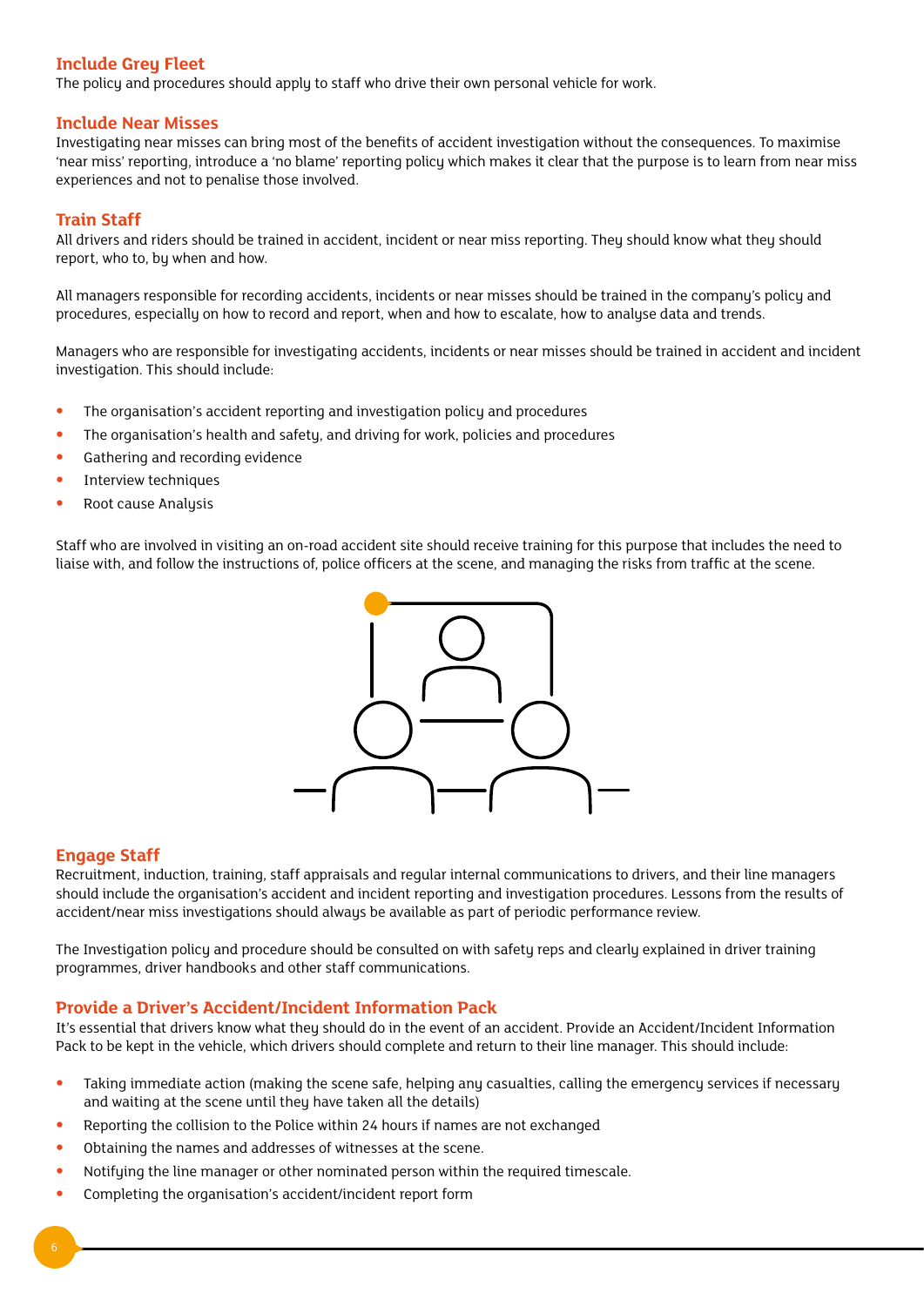## Include Grey Fleet

The policy and procedures should apply to staff who drive their own personal vehicle for work.

## Include Near Misses

Investigating near misses can bring most of the benefits of accident investigation without the consequences. To maximise 'near miss' reporting, introduce a 'no blame' reporting policy which makes it clear that the purpose is to learn from near miss experiences and not to penalise those involved.

## Train Staff

All drivers and riders should be trained in accident, incident or near miss reporting. They should know what they should report, who to, by when and how.

All managers responsible for recording accidents, incidents or near misses should be trained in the company's policy and procedures, especially on how to record and report, when and how to escalate, how to analyse data and trends.

Managers who are responsible for investigating accidents, incidents or near misses should be trained in accident and incident investigation. This should include:

- The organisation's accident reporting and investigation policy and procedures
- The organisation's health and safety, and driving for work, policies and procedures
- Gathering and recording evidence
- Interview techniques
- Root cause Analysis

Staff who are involved in visiting an on-road accident site should receive training for this purpose that includes the need to liaise with, and follow the instructions of, police officers at the scene, and managing the risks from traffic at the scene.

## Engage Staff

Recruitment, induction, training, staff appraisals and regular internal communications to drivers, and their line managers should include the organisation's accident and incident reporting and investigation procedures. Lessons from the results of accident/near miss investigations should always be available as part of periodic performance review.

The Investigation policy and procedure should be consulted on with safety reps and clearly explained in driver training programmes, driver handbooks and other staff communications.

## Provide a Driver's Accident/Incident Information Pack

It's essential that drivers know what they should do in the event of an accident. Provide an Accident/Incident Information Pack to be kept in the vehicle, which drivers should complete and return to their line manager. This should include:

- Taking immediate action (making the scene safe, helping any casualties, calling the emergency services if necessary and waiting at the scene until they have taken all the details)
- Reporting the collision to the Police within 24 hours if names are not exchanged
- Obtaining the names and addresses of witnesses at the scene.
- Notifying the line manager or other nominated person within the required timescale.
- Completing the organisation's accident/incident report form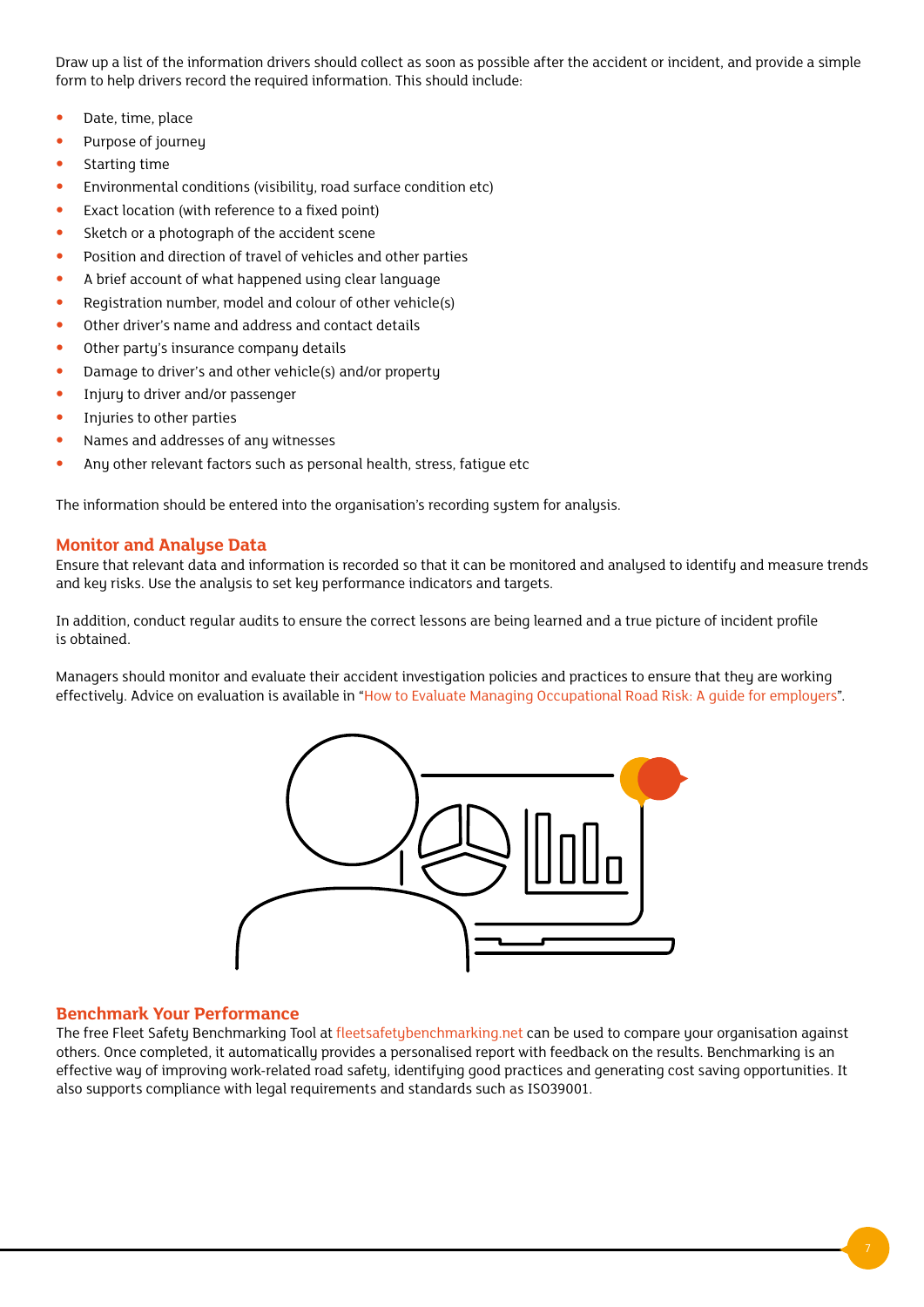Draw up a list of the information drivers should collect as soon as possible after the accident or incident, and provide a simple form to help drivers record the required information. This should include:

- Date, time, place
- Purpose of journey
- Starting time
- Environmental conditions (visibility, road surface condition etc)
- Exact location (with reference to a fixed point)
- Sketch or a photograph of the accident scene
- Position and direction of travel of vehicles and other parties
- A brief account of what happened using clear language
- Registration number, model and colour of other vehicle(s)
- Other driver's name and address and contact details
- Other party's insurance company details
- Damage to driver's and other vehicle(s) and/or property
- Injury to driver and/or passenger
- Injuries to other parties
- Names and addresses of any witnesses
- Any other relevant factors such as personal health, stress, fatigue etc

The information should be entered into the organisation's recording system for analysis.

## Monitor and Analyse Data

Ensure that relevant data and information is recorded so that it can be monitored and analysed to identify and measure trends and key risks. Use the analysis to set key performance indicators and targets.

In addition, conduct regular audits to ensure the correct lessons are being learned and a true picture of incident profile is obtained.

Managers should monitor and evaluate their accident investigation policies and practices to ensure that they are working effectively. Advice on evaluation is available in "How to Evaluate Managing Occupational Road Risk: A guide for employers".

## Benchmark Your Performance

The free Fleet Safety Benchmarking Tool at fleetsafetybenchmarking.net can be used to compare your organisation against others. Once completed, it automatically provides a personalised report with feedback on the results. Benchmarking is an effective way of improving work-related road safety, identifying good practices and generating cost saving opportunities. It also supports compliance with legal requirements and standards such as ISO39001.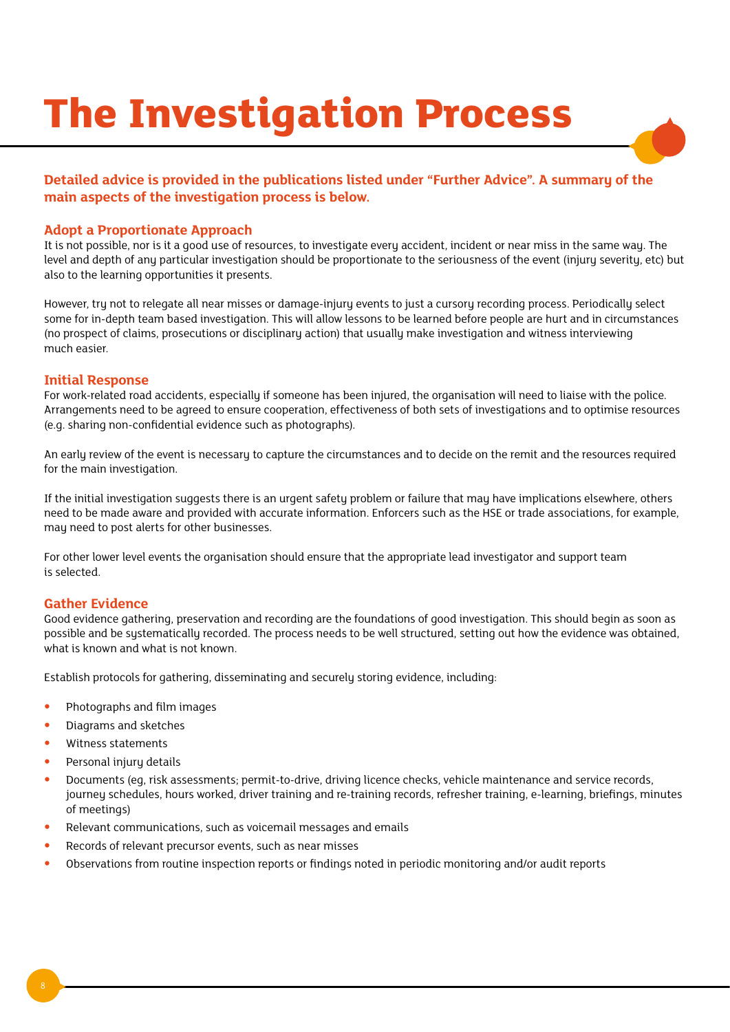# The Investigation Process

**Detailed advice is provided in the publications listed under "Further Advice". A summary of the main aspects of the investigation process is below.**

### Adopt a Proportionate Approach

It is not possible, nor is it a good use of resources, to investigate every accident, incident or near miss in the same way. The level and depth of any particular investigation should be proportionate to the seriousness of the event (injury severity, etc) but also to the learning opportunities it presents.

However, try not to relegate all near misses or damage-injury events to just a cursory recording process. Periodically select some for in-depth team based investigation. This will allow lessons to be learned before people are hurt and in circumstances (no prospect of claims, prosecutions or disciplinary action) that usually make investigation and witness interviewing much easier.

### Initial Response

For work-related road accidents, especially if someone has been injured, the organisation will need to liaise with the police. Arrangements need to be agreed to ensure cooperation, effectiveness of both sets of investigations and to optimise resources (e.g. sharing non-confidential evidence such as photographs).

An early review of the event is necessary to capture the circumstances and to decide on the remit and the resources required for the main investigation.

If the initial investigation suggests there is an urgent safety problem or failure that may have implications elsewhere, others need to be made aware and provided with accurate information. Enforcers such as the HSE or trade associations, for example, may need to post alerts for other businesses.

For other lower level events the organisation should ensure that the appropriate lead investigator and support team is selected.

### Gather Evidence

Good evidence gathering, preservation and recording are the foundations of good investigation. This should begin as soon as possible and be systematically recorded. The process needs to be well structured, setting out how the evidence was obtained, what is known and what is not known.

Establish protocols for gathering, disseminating and securely storing evidence, including:

- Photographs and film images
- Diagrams and sketches
- Witness statements
- Personal injury details
- Documents (eg, risk assessments; permit-to-drive, driving licence checks, vehicle maintenance and service records, journey schedules, hours worked, driver training and re-training records, refresher training, e-learning, briefings, minutes of meetings)
- Relevant communications, such as voicemail messages and emails
- Records of relevant precursor events, such as near misses
- Observations from routine inspection reports or findings noted in periodic monitoring and/or audit reports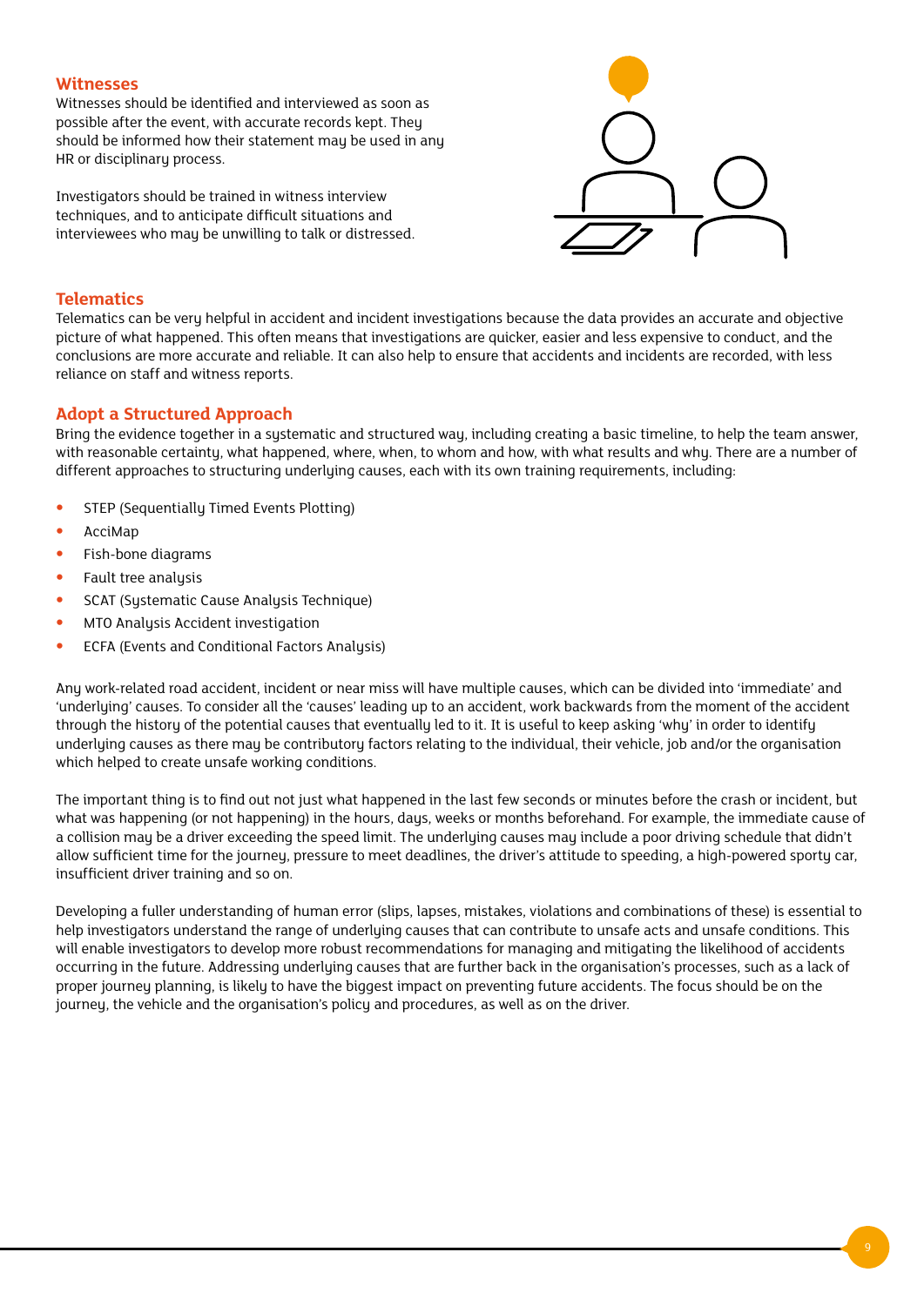## Witnesses

Witnesses should be identified and interviewed as soon as possible after the event, with accurate records kept. They should be informed how their statement may be used in any HR or disciplinary process.

Investigators should be trained in witness interview techniques, and to anticipate difficult situations and interviewees who may be unwilling to talk or distressed.

## Telematics

Telematics can be very helpful in accident and incident investigations because the data provides an accurate and objective picture of what happened. This often means that investigations are quicker, easier and less expensive to conduct, and the conclusions are more accurate and reliable. It can also help to ensure that accidents and incidents are recorded, with less reliance on staff and witness reports.

## Adopt a Structured Approach

Bring the evidence together in a systematic and structured way, including creating a basic timeline, to help the team answer, with reasonable certainty, what happened, where, when, to whom and how, with what results and why. There are a number of different approaches to structuring underlying causes, each with its own training requirements, including:

- STEP (Sequentially Timed Events Plotting)
- AcciMap
- Fish-bone diagrams
- Fault tree analysis
- SCAT (Systematic Cause Analysis Technique)
- MTO Analysis Accident investigation
- ECFA (Events and Conditional Factors Analysis)

Any work-related road accident, incident or near miss will have multiple causes, which can be divided into 'immediate' and 'underlying' causes. To consider all the 'causes' leading up to an accident, work backwards from the moment of the accident through the history of the potential causes that eventually led to it. It is useful to keep asking 'why' in order to identify underlying causes as there may be contributory factors relating to the individual, their vehicle, job and/or the organisation which helped to create unsafe working conditions.

The important thing is to find out not just what happened in the last few seconds or minutes before the crash or incident, but what was happening (or not happening) in the hours, days, weeks or months beforehand. For example, the immediate cause of a collision may be a driver exceeding the speed limit. The underlying causes may include a poor driving schedule that didn't allow sufficient time for the journey, pressure to meet deadlines, the driver's attitude to speeding, a high-powered sporty car, insufficient driver training and so on.

Developing a fuller understanding of human error (slips, lapses, mistakes, violations and combinations of these) is essential to help investigators understand the range of underlying causes that can contribute to unsafe acts and unsafe conditions. This will enable investigators to develop more robust recommendations for managing and mitigating the likelihood of accidents occurring in the future. Addressing underlying causes that are further back in the organisation's processes, such as a lack of proper journey planning, is likely to have the biggest impact on preventing future accidents. The focus should be on the journey, the vehicle and the organisation's policy and procedures, as well as on the driver.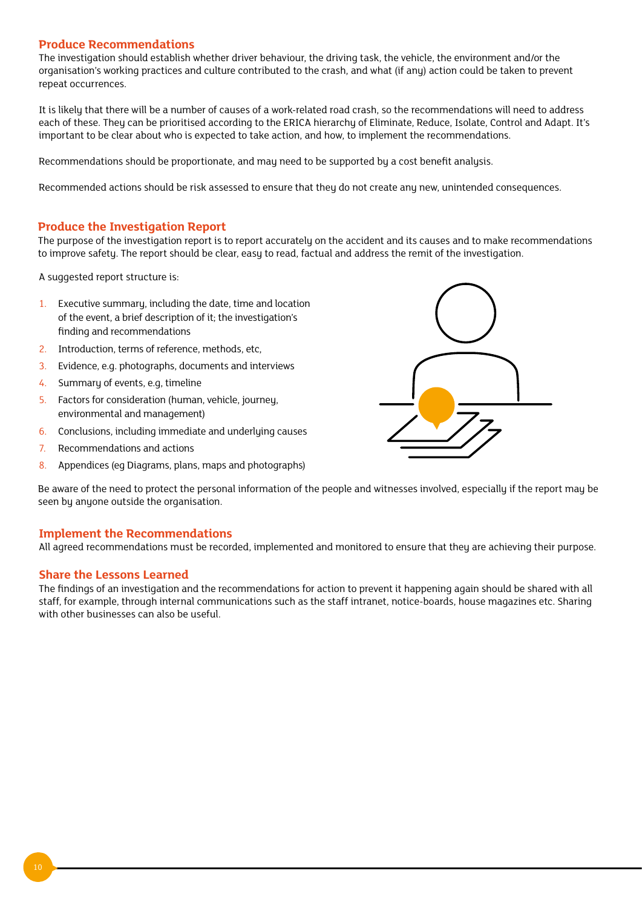## Produce Recommendations

The investigation should establish whether driver behaviour, the driving task, the vehicle, the environment and/or the organisation's working practices and culture contributed to the crash, and what (if any) action could be taken to prevent repeat occurrences.

It is likely that there will be a number of causes of a work-related road crash, so the recommendations will need to address each of these. They can be prioritised according to the ERICA hierarchy of Eliminate, Reduce, Isolate, Control and Adapt. It's important to be clear about who is expected to take action, and how, to implement the recommendations.

Recommendations should be proportionate, and may need to be supported by a cost benefit analysis.

Recommended actions should be risk assessed to ensure that they do not create any new, unintended consequences.

## Produce the Investigation Report

The purpose of the investigation report is to report accurately on the accident and its causes and to make recommendations to improve safety. The report should be clear, easy to read, factual and address the remit of the investigation.

A suggested report structure is:

1. Executive summary, including the date, time and location of the event, a brief description of it; the investigation's finding and recommendations
2. Introduction, terms of reference, methods, etc,
3. Evidence, e.g. photographs, documents and interviews
4. Summary of events, e.g, timeline
5. Factors for consideration (human, vehicle, journey, environmental and management)
6. Conclusions, including immediate and underlying causes
7. Recommendations and actions
8. Appendices (eg Diagrams, plans, maps and photographs)

Be aware of the need to protect the personal information of the people and witnesses involved, especially if the report may be seen by anyone outside the organisation.

## Implement the Recommendations

All agreed recommendations must be recorded, implemented and monitored to ensure that they are achieving their purpose.

## Share the Lessons Learned

The findings of an investigation and the recommendations for action to prevent it happening again should be shared with all staff, for example, through internal communications such as the staff intranet, notice-boards, house magazines etc. Sharing with other businesses can also be useful.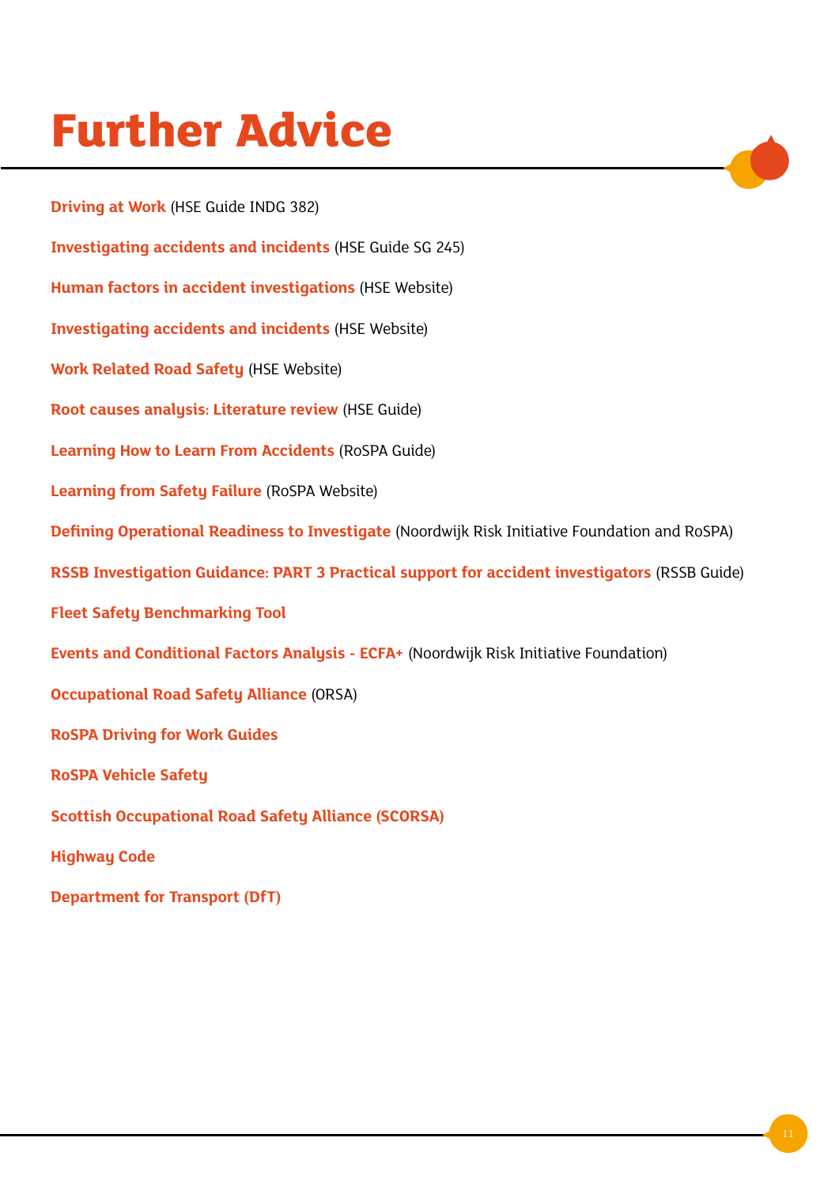# Further Advice

**Driving at Work** (HSE Guide INDG 382)

**Investigating accidents and incidents** (HSE Guide SG 245)

**Human factors in accident investigations** (HSE Website)

**Investigating accidents and incidents** (HSE Website)

**Work Related Road Safety** (HSE Website)

**Root causes analysis: Literature review** (HSE Guide)

**Learning How to Learn From Accidents** (RoSPA Guide)

**Learning from Safety Failure** (RoSPA Website)

**Defining Operational Readiness to Investigate** (Noordwijk Risk Initiative Foundation and RoSPA)

**RSSB Investigation Guidance: PART 3 Practical support for accident investigators** (RSSB Guide)

**Fleet Safety Benchmarking Tool**

**Events and Conditional Factors Analysis - ECFA+** (Noordwijk Risk Initiative Foundation)

**Occupational Road Safety Alliance** (ORSA)

**RoSPA Driving for Work Guides**

**RoSPA Vehicle Safety**

**Scottish Occupational Road Safety Alliance (SCORSA)**

**Highway Code**

**Department for Transport (DfT)**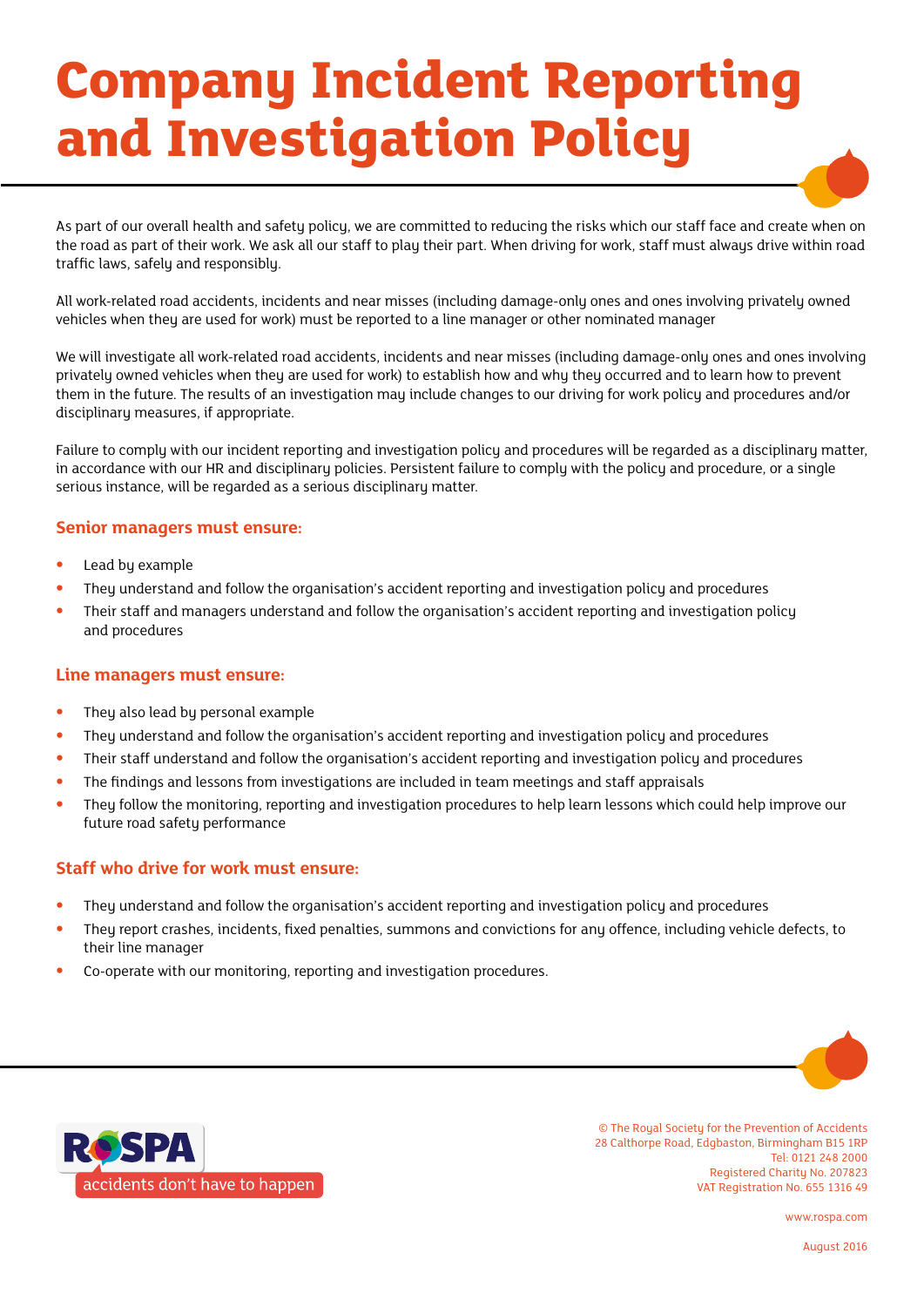# Company Incident Reporting and Investigation Policy

As part of our overall health and safety policy, we are committed to reducing the risks which our staff face and create when on the road as part of their work. We ask all our staff to play their part. When driving for work, staff must always drive within road traffic laws, safely and responsibly.

All work-related road accidents, incidents and near misses (including damage-only ones and ones involving privately owned vehicles when they are used for work) must be reported to a line manager or other nominated manager

We will investigate all work-related road accidents, incidents and near misses (including damage-only ones and ones involving privately owned vehicles when they are used for work) to establish how and why they occurred and to learn how to prevent them in the future. The results of an investigation may include changes to our driving for work policy and procedures and/or disciplinary measures, if appropriate.

Failure to comply with our incident reporting and investigation policy and procedures will be regarded as a disciplinary matter, in accordance with our HR and disciplinary policies. Persistent failure to comply with the policy and procedure, or a single serious instance, will be regarded as a serious disciplinary matter.

### Senior managers must ensure:

- Lead by example
- They understand and follow the organisation's accident reporting and investigation policy and procedures
- Their staff and managers understand and follow the organisation's accident reporting and investigation policy and procedures

### Line managers must ensure:

- They also lead by personal example
- They understand and follow the organisation's accident reporting and investigation policy and procedures
- Their staff understand and follow the organisation's accident reporting and investigation policy and procedures
- The findings and lessons from investigations are included in team meetings and staff appraisals
- They follow the monitoring, reporting and investigation procedures to help learn lessons which could help improve our future road safety performance

### Staff who drive for work must ensure:

- They understand and follow the organisation's accident reporting and investigation policy and procedures
- They report crashes, incidents, fixed penalties, summons and convictions for any offence, including vehicle defects, to their line manager
- Co-operate with our monitoring, reporting and investigation procedures.

RoSPA accidents don't have to happen

© The Royal Society for the Prevention of Accidents
28 Calthorpe Road, Edgbaston, Birmingham B15 1RP
Tel: 0121 248 2000
Registered Charity No. 207823
VAT Registration No. 655 1316 49

www.rospa.com

August 2016